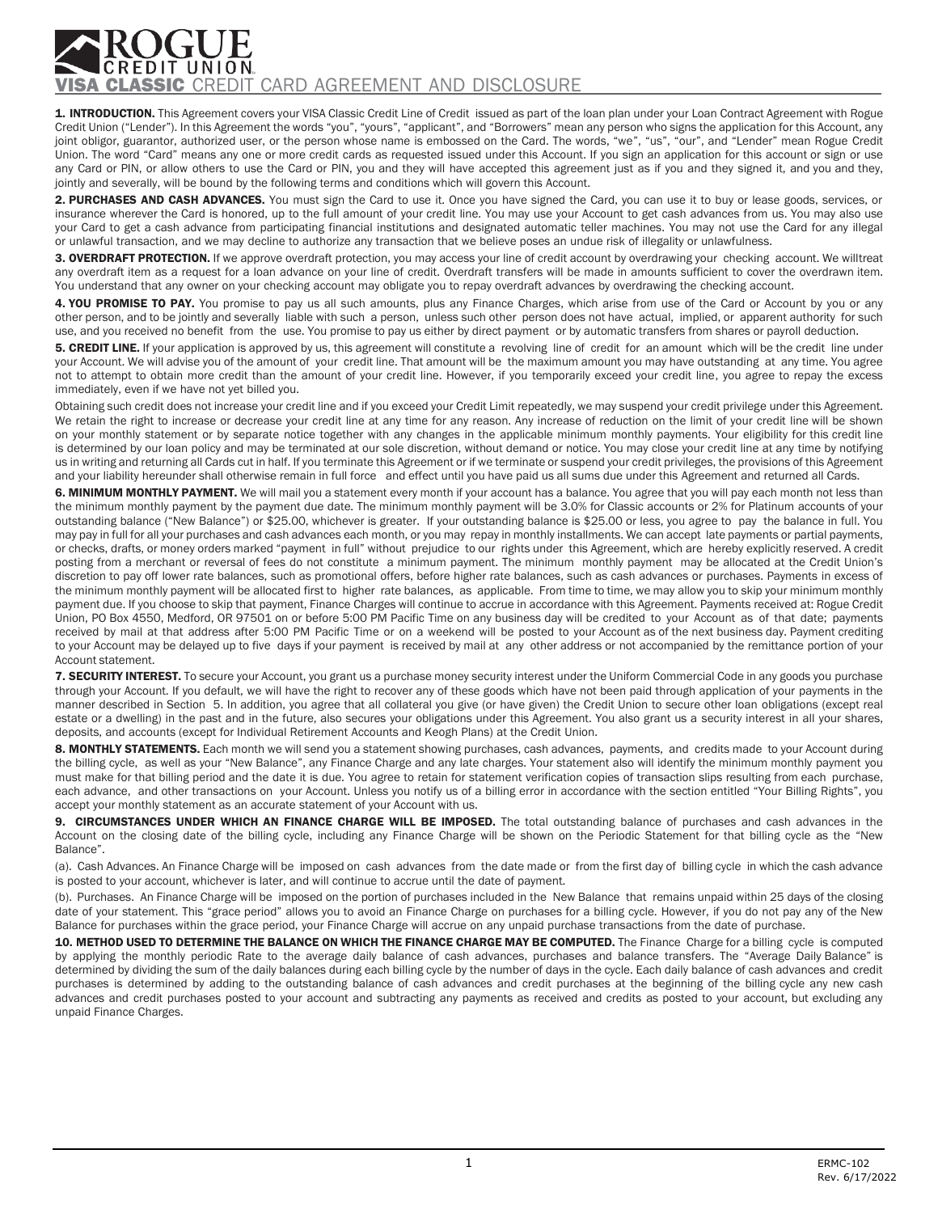# ROGUE CREDIT UNION

## VISA CLASSIC CREDIT CARD AGREEMENT AND DISCLOSURE

**1. INTRODUCTION.** This Agreement covers your VISA Classic Credit Line of Credit issued as part of the loan plan under your Loan Contract Agreement with Rogue Credit Union ("Lender"). In this Agreement the words "you", "yours", "applicant", and "Borrowers" mean any person who signs the application for this Account, any joint obligor, guarantor, authorized user, or the person whose name is embossed on the Card. The words, "we", "us", "our", and "Lender" mean Rogue Credit Union. The word "Card" means any one or more credit cards as requested issued under this Account. If you sign an application for this account or sign or use any Card or PIN, or allow others to use the Card or PIN, you and they will have accepted this agreement just as if you and they signed it, and you and they, jointly and severally, will be bound by the following terms and conditions which will govern this Account.

**2. PURCHASES AND CASH ADVANCES.** You must sign the Card to use it. Once you have signed the Card, you can use it to buy or lease goods, services, or insurance wherever the Card is honored, up to the full amount of your credit line. You may use your Account to get cash advances from us. You may also use your Card to get a cash advance from participating financial institutions and designated automatic teller machines. You may not use the Card for any illegal or unlawful transaction, and we may decline to authorize any transaction that we believe poses an undue risk of illegality or unlawfulness.

**3. OVERDRAFT PROTECTION.** If we approve overdraft protection, you may access your line of credit account by overdrawing your checking account. We willtreat any overdraft item as a request for a loan advance on your line of credit. Overdraft transfers will be made in amounts sufficient to cover the overdrawn item. You understand that any owner on your checking account may obligate you to repay overdraft advances by overdrawing the checking account.

**4. YOU PROMISE TO PAY.** You promise to pay us all such amounts, plus any Finance Charges, which arise from use of the Card or Account by you or any other person, and to be jointly and severally liable with such a person, unless such other person does not have actual, implied, or apparent authority for such use, and you received no benefit from the use. You promise to pay us either by direct payment or by automatic transfers from shares or payroll deduction.

**5. CREDIT LINE.** If your application is approved by us, this agreement will constitute a revolving line of credit for an amount which will be the credit line under your Account. We will advise you of the amount of your credit line. That amount will be the maximum amount you may have outstanding at any time. You agree not to attempt to obtain more credit than the amount of your credit line. However, if you temporarily exceed your credit line, you agree to repay the excess immediately, even if we have not yet billed you.

Obtaining such credit does not increase your credit line and if you exceed your Credit Limit repeatedly, we may suspend your credit privilege under this Agreement. We retain the right to increase or decrease your credit line at any time for any reason. Any increase of reduction on the limit of your credit line will be shown on your monthly statement or by separate notice together with any changes in the applicable minimum monthly payments. Your eligibility for this credit line is determined by our loan policy and may be terminated at our sole discretion, without demand or notice. You may close your credit line at any time by notifying us in writing and returning all Cards cut in half. If you terminate this Agreement or if we terminate or suspend your credit privileges, the provisions of this Agreement and your liability hereunder shall otherwise remain in full force and effect until you have paid us all sums due under this Agreement and returned all Cards.

**6. MINIMUM MONTHLY PAYMENT.** We will mail you a statement every month if your account has a balance. You agree that you will pay each month not less than the minimum monthly payment by the payment due date. The minimum monthly payment will be 3.0% for Classic accounts or 2% for Platinum accounts of your outstanding balance ("New Balance") or $25.00, whichever is greater. If your outstanding balance is $25.00 or less, you agree to pay the balance in full. You may pay in full for all your purchases and cash advances each month, or you may repay in monthly installments. We can accept late payments or partial payments, or checks, drafts, or money orders marked "payment in full" without prejudice to our rights under this Agreement, which are hereby explicitly reserved. A credit posting from a merchant or reversal of fees do not constitute a minimum payment. The minimum monthly payment may be allocated at the Credit Union's discretion to pay off lower rate balances, such as promotional offers, before higher rate balances, such as cash advances or purchases. Payments in excess of the minimum monthly payment will be allocated first to higher rate balances, as applicable. From time to time, we may allow you to skip your minimum monthly payment due. If you choose to skip that payment, Finance Charges will continue to accrue in accordance with this Agreement. Payments received at: Rogue Credit Union, PO Box 4550, Medford, OR 97501 on or before 5:00 PM Pacific Time on any business day will be credited to your Account as of that date; payments received by mail at that address after 5:00 PM Pacific Time or on a weekend will be posted to your Account as of the next business day. Payment crediting to your Account may be delayed up to five days if your payment is received by mail at any other address or not accompanied by the remittance portion of your Account statement.

**7. SECURITY INTEREST.** To secure your Account, you grant us a purchase money security interest under the Uniform Commercial Code in any goods you purchase through your Account. If you default, we will have the right to recover any of these goods which have not been paid through application of your payments in the manner described in Section 5. In addition, you agree that all collateral you give (or have given) the Credit Union to secure other loan obligations (except real estate or a dwelling) in the past and in the future, also secures your obligations under this Agreement. You also grant us a security interest in all your shares, deposits, and accounts (except for Individual Retirement Accounts and Keogh Plans) at the Credit Union.

**8. MONTHLY STATEMENTS.** Each month we will send you a statement showing purchases, cash advances, payments, and credits made to your Account during the billing cycle, as well as your "New Balance", any Finance Charge and any late charges. Your statement also will identify the minimum monthly payment you must make for that billing period and the date it is due. You agree to retain for statement verification copies of transaction slips resulting from each purchase, each advance, and other transactions on your Account. Unless you notify us of a billing error in accordance with the section entitled "Your Billing Rights", you accept your monthly statement as an accurate statement of your Account with us.

**9. CIRCUMSTANCES UNDER WHICH AN FINANCE CHARGE WILL BE IMPOSED.** The total outstanding balance of purchases and cash advances in the Account on the closing date of the billing cycle, including any Finance Charge will be shown on the Periodic Statement for that billing cycle as the "New Balance".

(a). Cash Advances. An Finance Charge will be imposed on cash advances from the date made or from the first day of billing cycle in which the cash advance is posted to your account, whichever is later, and will continue to accrue until the date of payment.

(b). Purchases. An Finance Charge will be imposed on the portion of purchases included in the New Balance that remains unpaid within 25 days of the closing date of your statement. This "grace period" allows you to avoid an Finance Charge on purchases for a billing cycle. However, if you do not pay any of the New Balance for purchases within the grace period, your Finance Charge will accrue on any unpaid purchase transactions from the date of purchase.

**10. METHOD USED TO DETERMINE THE BALANCE ON WHICH THE FINANCE CHARGE MAY BE COMPUTED.** The Finance Charge for a billing cycle is computed by applying the monthly periodic Rate to the average daily balance of cash advances, purchases and balance transfers. The "Average Daily Balance" is determined by dividing the sum of the daily balances during each billing cycle by the number of days in the cycle. Each daily balance of cash advances and credit purchases is determined by adding to the outstanding balance of cash advances and credit purchases at the beginning of the billing cycle any new cash advances and credit purchases posted to your account and subtracting any payments as received and credits as posted to your account, but excluding any unpaid Finance Charges.

ERMC-102
Rev. 6/17/2022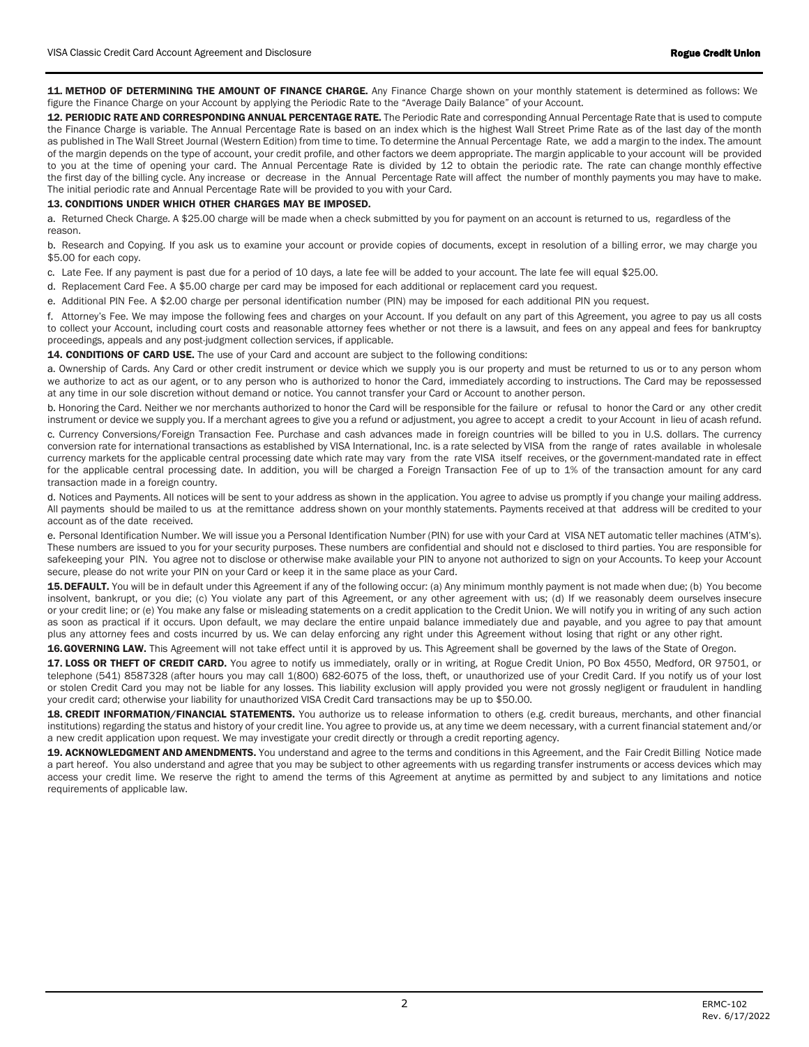**11. METHOD OF DETERMINING THE AMOUNT OF FINANCE CHARGE.** Any Finance Charge shown on your monthly statement is determined as follows: We figure the Finance Charge on your Account by applying the Periodic Rate to the "Average Daily Balance" of your Account.

**12. PERIODIC RATE AND CORRESPONDING ANNUAL PERCENTAGE RATE.** The Periodic Rate and corresponding Annual Percentage Rate that is used to compute the Finance Charge is variable. The Annual Percentage Rate is based on an index which is the highest Wall Street Prime Rate as of the last day of the month as published in The Wall Street Journal (Western Edition) from time to time. To determine the Annual Percentage Rate, we add a margin to the index. The amount of the margin depends on the type of account, your credit profile, and other factors we deem appropriate. The margin applicable to your account will be provided to you at the time of opening your card. The Annual Percentage Rate is divided by 12 to obtain the periodic rate. The rate can change monthly effective the first day of the billing cycle. Any increase or decrease in the Annual Percentage Rate will affect the number of monthly payments you may have to make. The initial periodic rate and Annual Percentage Rate will be provided to you with your Card.

**13. CONDITIONS UNDER WHICH OTHER CHARGES MAY BE IMPOSED.**

a. Returned Check Charge. A $25.00 charge will be made when a check submitted by you for payment on an account is returned to us, regardless of the reason.

b. Research and Copying. If you ask us to examine your account or provide copies of documents, except in resolution of a billing error, we may charge you $5.00 for each copy.

c. Late Fee. If any payment is past due for a period of 10 days, a late fee will be added to your account. The late fee will equal $25.00.

d. Replacement Card Fee. A $5.00 charge per card may be imposed for each additional or replacement card you request.

e. Additional PIN Fee. A $2.00 charge per personal identification number (PIN) may be imposed for each additional PIN you request.

f. Attorney's Fee. We may impose the following fees and charges on your Account. If you default on any part of this Agreement, you agree to pay us all costs to collect your Account, including court costs and reasonable attorney fees whether or not there is a lawsuit, and fees on any appeal and fees for bankruptcy proceedings, appeals and any post-judgment collection services, if applicable.

**14. CONDITIONS OF CARD USE.** The use of your Card and account are subject to the following conditions:

a. Ownership of Cards. Any Card or other credit instrument or device which we supply you is our property and must be returned to us or to any person whom we authorize to act as our agent, or to any person who is authorized to honor the Card, immediately according to instructions. The Card may be repossessed at any time in our sole discretion without demand or notice. You cannot transfer your Card or Account to another person.

b. Honoring the Card. Neither we nor merchants authorized to honor the Card will be responsible for the failure or refusal to honor the Card or any other credit instrument or device we supply you. If a merchant agrees to give you a refund or adjustment, you agree to accept a credit to your Account in lieu of acash refund.

c. Currency Conversions/Foreign Transaction Fee. Purchase and cash advances made in foreign countries will be billed to you in U.S. dollars. The currency conversion rate for international transactions as established by VISA International, Inc. is a rate selected by VISA from the range of rates available in wholesale currency markets for the applicable central processing date which rate may vary from the rate VISA itself receives, or the government-mandated rate in effect for the applicable central processing date. In addition, you will be charged a Foreign Transaction Fee of up to 1% of the transaction amount for any card transaction made in a foreign country.

d. Notices and Payments. All notices will be sent to your address as shown in the application. You agree to advise us promptly if you change your mailing address. All payments should be mailed to us at the remittance address shown on your monthly statements. Payments received at that address will be credited to your account as of the date received.

e. Personal Identification Number. We will issue you a Personal Identification Number (PIN) for use with your Card at VISA NET automatic teller machines (ATM's). These numbers are issued to you for your security purposes. These numbers are confidential and should not e disclosed to third parties. You are responsible for safekeeping your PIN. You agree not to disclose or otherwise make available your PIN to anyone not authorized to sign on your Accounts. To keep your Account secure, please do not write your PIN on your Card or keep it in the same place as your Card.

**15. DEFAULT.** You will be in default under this Agreement if any of the following occur: (a) Any minimum monthly payment is not made when due; (b) You become insolvent, bankrupt, or you die; (c) You violate any part of this Agreement, or any other agreement with us; (d) If we reasonably deem ourselves insecure or your credit line; or (e) You make any false or misleading statements on a credit application to the Credit Union. We will notify you in writing of any such action as soon as practical if it occurs. Upon default, we may declare the entire unpaid balance immediately due and payable, and you agree to pay that amount plus any attorney fees and costs incurred by us. We can delay enforcing any right under this Agreement without losing that right or any other right.

**16. GOVERNING LAW.** This Agreement will not take effect until it is approved by us. This Agreement shall be governed by the laws of the State of Oregon.

**17. LOSS OR THEFT OF CREDIT CARD.** You agree to notify us immediately, orally or in writing, at Rogue Credit Union, PO Box 4550, Medford, OR 97501, or telephone (541) 8587328 (after hours you may call 1(800) 682-6075 of the loss, theft, or unauthorized use of your Credit Card. If you notify us of your lost or stolen Credit Card you may not be liable for any losses. This liability exclusion will apply provided you were not grossly negligent or fraudulent in handling your credit card; otherwise your liability for unauthorized VISA Credit Card transactions may be up to $50.00.

**18. CREDIT INFORMATION/FINANCIAL STATEMENTS.** You authorize us to release information to others (e.g. credit bureaus, merchants, and other financial institutions) regarding the status and history of your credit line. You agree to provide us, at any time we deem necessary, with a current financial statement and/or a new credit application upon request. We may investigate your credit directly or through a credit reporting agency.

**19. ACKNOWLEDGMENT AND AMENDMENTS.** You understand and agree to the terms and conditions in this Agreement, and the Fair Credit Billing Notice made a part hereof. You also understand and agree that you may be subject to other agreements with us regarding transfer instruments or access devices which may access your credit lime. We reserve the right to amend the terms of this Agreement at anytime as permitted by and subject to any limitations and notice requirements of applicable law.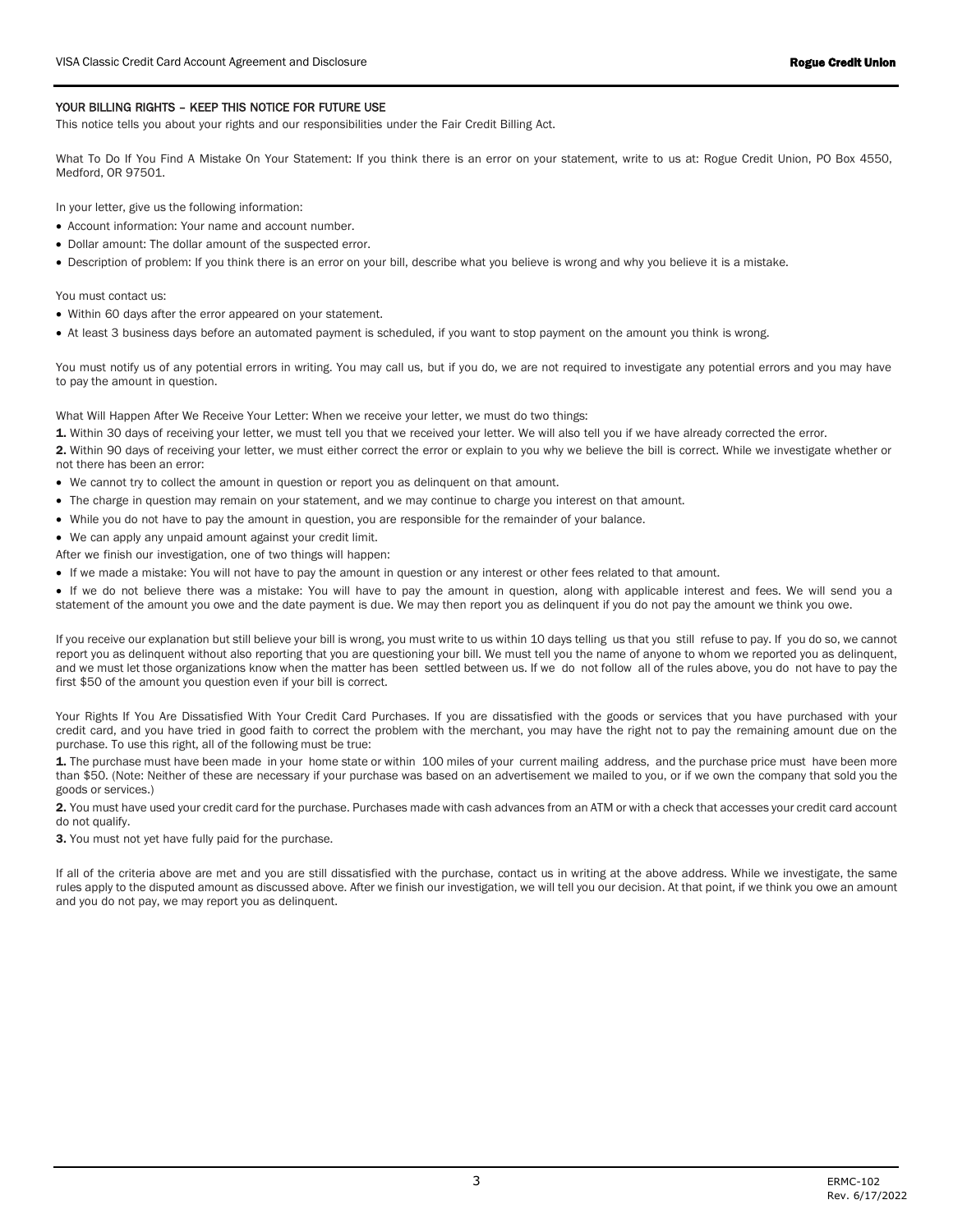## YOUR BILLING RIGHTS – KEEP THIS NOTICE FOR FUTURE USE

This notice tells you about your rights and our responsibilities under the Fair Credit Billing Act.

What To Do If You Find A Mistake On Your Statement: If you think there is an error on your statement, write to us at: Rogue Credit Union, PO Box 4550, Medford, OR 97501.

In your letter, give us the following information:

- Account information: Your name and account number.
- Dollar amount: The dollar amount of the suspected error.
- Description of problem: If you think there is an error on your bill, describe what you believe is wrong and why you believe it is a mistake.

You must contact us:

- Within 60 days after the error appeared on your statement.
- At least 3 business days before an automated payment is scheduled, if you want to stop payment on the amount you think is wrong.

You must notify us of any potential errors in writing. You may call us, but if you do, we are not required to investigate any potential errors and you may have to pay the amount in question.

What Will Happen After We Receive Your Letter: When we receive your letter, we must do two things:

**1.** Within 30 days of receiving your letter, we must tell you that we received your letter. We will also tell you if we have already corrected the error.

**2.** Within 90 days of receiving your letter, we must either correct the error or explain to you why we believe the bill is correct. While we investigate whether or not there has been an error:

- We cannot try to collect the amount in question or report you as delinquent on that amount.
- The charge in question may remain on your statement, and we may continue to charge you interest on that amount.
- While you do not have to pay the amount in question, you are responsible for the remainder of your balance.
- We can apply any unpaid amount against your credit limit.

After we finish our investigation, one of two things will happen:

- If we made a mistake: You will not have to pay the amount in question or any interest or other fees related to that amount.
- If we do not believe there was a mistake: You will have to pay the amount in question, along with applicable interest and fees. We will send you a statement of the amount you owe and the date payment is due. We may then report you as delinquent if you do not pay the amount we think you owe.

If you receive our explanation but still believe your bill is wrong, you must write to us within 10 days telling us that you still refuse to pay. If you do so, we cannot report you as delinquent without also reporting that you are questioning your bill. We must tell you the name of anyone to whom we reported you as delinquent, and we must let those organizations know when the matter has been settled between us. If we do not follow all of the rules above, you do not have to pay the first $50 of the amount you question even if your bill is correct.

Your Rights If You Are Dissatisfied With Your Credit Card Purchases. If you are dissatisfied with the goods or services that you have purchased with your credit card, and you have tried in good faith to correct the problem with the merchant, you may have the right not to pay the remaining amount due on the purchase. To use this right, all of the following must be true:

**1.** The purchase must have been made in your home state or within 100 miles of your current mailing address, and the purchase price must have been more than $50. (Note: Neither of these are necessary if your purchase was based on an advertisement we mailed to you, or if we own the company that sold you the goods or services.)

**2.** You must have used your credit card for the purchase. Purchases made with cash advances from an ATM or with a check that accesses your credit card account do not qualify.

**3.** You must not yet have fully paid for the purchase.

If all of the criteria above are met and you are still dissatisfied with the purchase, contact us in writing at the above address. While we investigate, the same rules apply to the disputed amount as discussed above. After we finish our investigation, we will tell you our decision. At that point, if we think you owe an amount and you do not pay, we may report you as delinquent.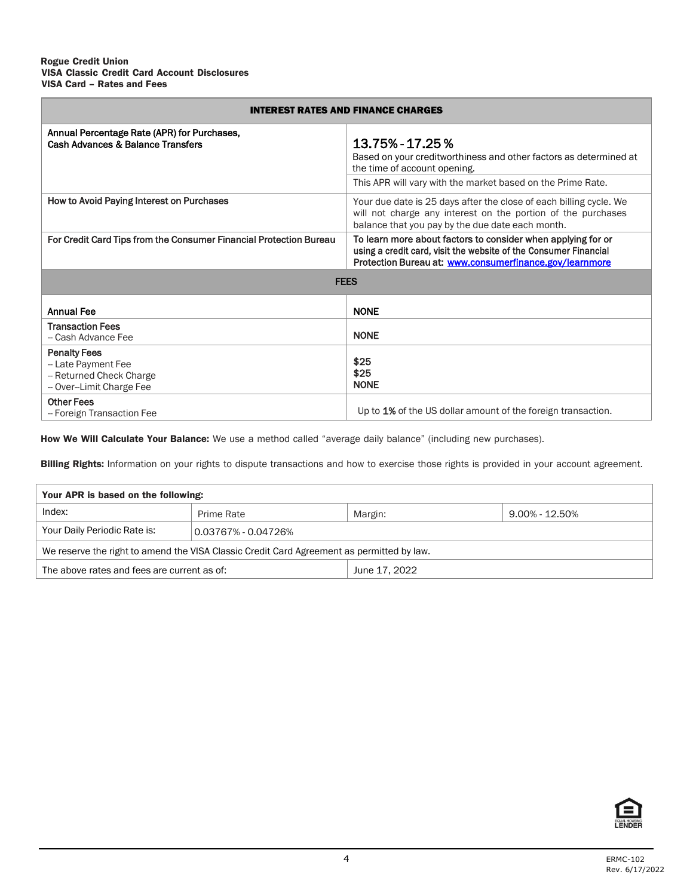**Rogue Credit Union**
**VISA Classic Credit Card Account Disclosures**
**VISA Card – Rates and Fees**

| **INTEREST RATES AND FINANCE CHARGES** | |
|---|---|
| Annual Percentage Rate (APR) for Purchases, Cash Advances & Balance Transfers | **13.75% - 17.25 %** Based on your creditworthiness and other factors as determined at the time of account opening. This APR will vary with the market based on the Prime Rate. |
| How to Avoid Paying Interest on Purchases | Your due date is 25 days after the close of each billing cycle. We will not charge any interest on the portion of the purchases balance that you pay by the due date each month. |
| For Credit Card Tips from the Consumer Financial Protection Bureau | To learn more about factors to consider when applying for or using a credit card, visit the website of the Consumer Financial Protection Bureau at: www.consumerfinance.gov/learnmore |
| **FEES** | |
| **Annual Fee** | **NONE** |
| **Transaction Fees** – Cash Advance Fee | **NONE** |
| **Penalty Fees** – Late Payment Fee – Returned Check Charge – Over–Limit Charge Fee | $25 $25 **NONE** |
| **Other Fees** – Foreign Transaction Fee | Up to **1%** of the US dollar amount of the foreign transaction. |

**How We Will Calculate Your Balance:** We use a method called "average daily balance" (including new purchases).

**Billing Rights:** Information on your rights to dispute transactions and how to exercise those rights is provided in your account agreement.

| **Your APR is based on the following:** | | | |
|---|---|---|---|
| Index: | Prime Rate | Margin: | 9.00% - 12.50% |
| Your Daily Periodic Rate is: | 0.03767% - 0.04726% | | |
| We reserve the right to amend the VISA Classic Credit Card Agreement as permitted by law. | | | |
| The above rates and fees are current as of: | | June 17, 2022 | |

ERMC-102
Rev. 6/17/2022